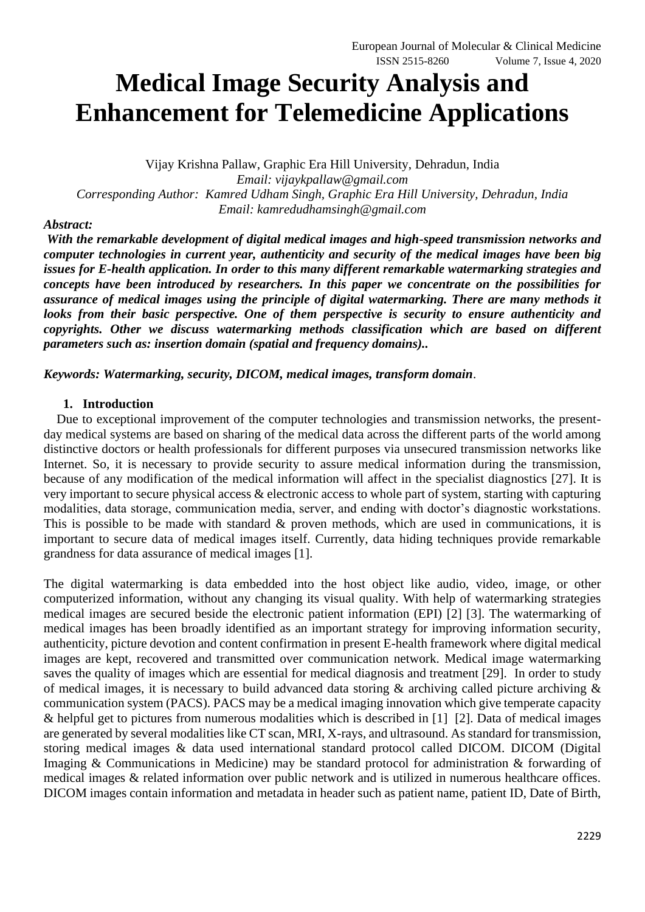# Medical Image Security Analysis and Enhancement for Telemedicine Applications

Vijay Krishna Pallaw, Graphic Era Hill University, Dehradun, India
*Email: vijaykpallaw@gmail.com*
*Corresponding Author: Kamred Udham Singh, Graphic Era Hill University, Dehradun, India*
*Email: kamredudhamsingh@gmail.com*

***Abstract:***

***With the remarkable development of digital medical images and high-speed transmission networks and computer technologies in current year, authenticity and security of the medical images have been big issues for E-health application. In order to this many different remarkable watermarking strategies and concepts have been introduced by researchers. In this paper we concentrate on the possibilities for assurance of medical images using the principle of digital watermarking. There are many methods it looks from their basic perspective. One of them perspective is security to ensure authenticity and copyrights. Other we discuss watermarking methods classification which are based on different parameters such as: insertion domain (spatial and frequency domains)..***

***Keywords: Watermarking, security, DICOM, medical images, transform domain***.

## 1. Introduction

Due to exceptional improvement of the computer technologies and transmission networks, the present-day medical systems are based on sharing of the medical data across the different parts of the world among distinctive doctors or health professionals for different purposes via unsecured transmission networks like Internet. So, it is necessary to provide security to assure medical information during the transmission, because of any modification of the medical information will affect in the specialist diagnostics [27]. It is very important to secure physical access & electronic access to whole part of system, starting with capturing modalities, data storage, communication media, server, and ending with doctor's diagnostic workstations. This is possible to be made with standard & proven methods, which are used in communications, it is important to secure data of medical images itself. Currently, data hiding techniques provide remarkable grandness for data assurance of medical images [1].

The digital watermarking is data embedded into the host object like audio, video, image, or other computerized information, without any changing its visual quality. With help of watermarking strategies medical images are secured beside the electronic patient information (EPI) [2] [3]. The watermarking of medical images has been broadly identified as an important strategy for improving information security, authenticity, picture devotion and content confirmation in present E-health framework where digital medical images are kept, recovered and transmitted over communication network. Medical image watermarking saves the quality of images which are essential for medical diagnosis and treatment [29]. In order to study of medical images, it is necessary to build advanced data storing & archiving called picture archiving & communication system (PACS). PACS may be a medical imaging innovation which give temperate capacity & helpful get to pictures from numerous modalities which is described in [1] [2]. Data of medical images are generated by several modalities like CT scan, MRI, X-rays, and ultrasound. As standard for transmission, storing medical images & data used international standard protocol called DICOM. DICOM (Digital Imaging & Communications in Medicine) may be standard protocol for administration & forwarding of medical images & related information over public network and is utilized in numerous healthcare offices. DICOM images contain information and metadata in header such as patient name, patient ID, Date of Birth,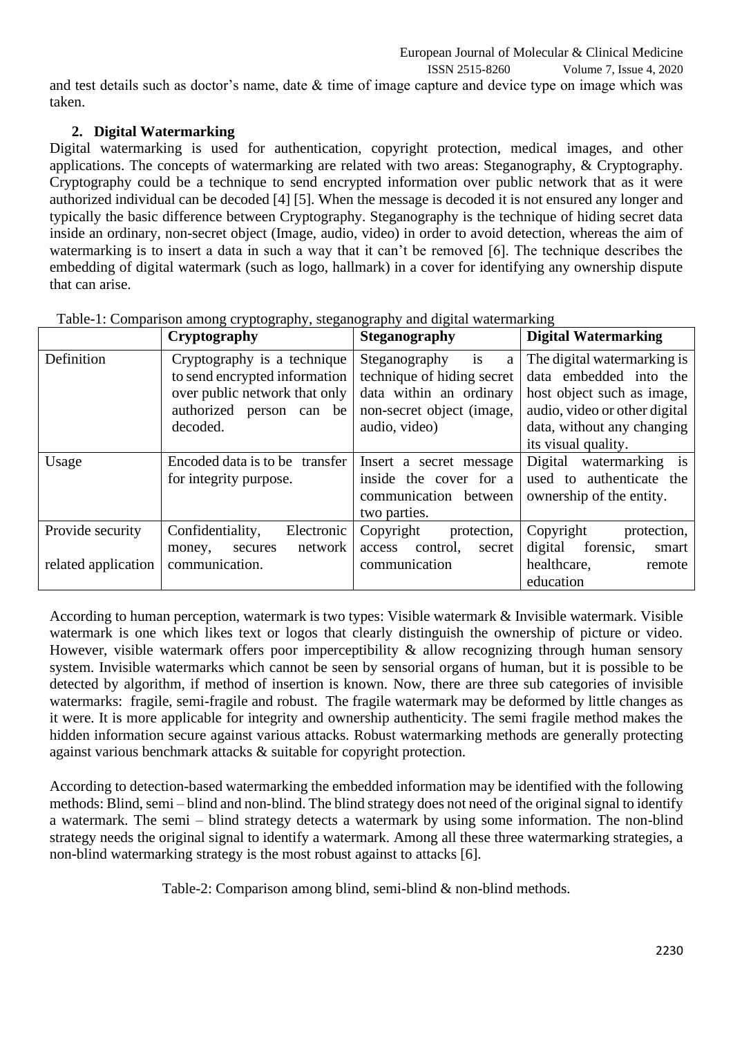and test details such as doctor's name, date & time of image capture and device type on image which was taken.

## 2. Digital Watermarking

Digital watermarking is used for authentication, copyright protection, medical images, and other applications. The concepts of watermarking are related with two areas: Steganography, & Cryptography. Cryptography could be a technique to send encrypted information over public network that as it were authorized individual can be decoded [4] [5]. When the message is decoded it is not ensured any longer and typically the basic difference between Cryptography. Steganography is the technique of hiding secret data inside an ordinary, non-secret object (Image, audio, video) in order to avoid detection, whereas the aim of watermarking is to insert a data in such a way that it can't be removed [6]. The technique describes the embedding of digital watermark (such as logo, hallmark) in a cover for identifying any ownership dispute that can arise.

Table-1: Comparison among cryptography, steganography and digital watermarking

| | **Cryptography** | **Steganography** | **Digital Watermarking** |
|---|---|---|---|
| Definition | Cryptography is a technique to send encrypted information over public network that only authorized person can be decoded. | Steganography is a technique of hiding secret data within an ordinary non-secret object (image, audio, video) | The digital watermarking is data embedded into the host object such as image, audio, video or other digital data, without any changing its visual quality. |
| Usage | Encoded data is to be transfer for integrity purpose. | Insert a secret message inside the cover for a communication between two parties. | Digital watermarking is used to authenticate the ownership of the entity. |
| Provide security related application | Confidentiality, Electronic money, secures network communication. | Copyright protection, access control, secret communication | Copyright protection, digital forensic, smart healthcare, remote education |

According to human perception, watermark is two types: Visible watermark & Invisible watermark. Visible watermark is one which likes text or logos that clearly distinguish the ownership of picture or video. However, visible watermark offers poor imperceptibility & allow recognizing through human sensory system. Invisible watermarks which cannot be seen by sensorial organs of human, but it is possible to be detected by algorithm, if method of insertion is known. Now, there are three sub categories of invisible watermarks: fragile, semi-fragile and robust. The fragile watermark may be deformed by little changes as it were. It is more applicable for integrity and ownership authenticity. The semi fragile method makes the hidden information secure against various attacks. Robust watermarking methods are generally protecting against various benchmark attacks & suitable for copyright protection.

According to detection-based watermarking the embedded information may be identified with the following methods: Blind, semi – blind and non-blind. The blind strategy does not need of the original signal to identify a watermark. The semi – blind strategy detects a watermark by using some information. The non-blind strategy needs the original signal to identify a watermark. Among all these three watermarking strategies, a non-blind watermarking strategy is the most robust against to attacks [6].

Table-2: Comparison among blind, semi-blind & non-blind methods.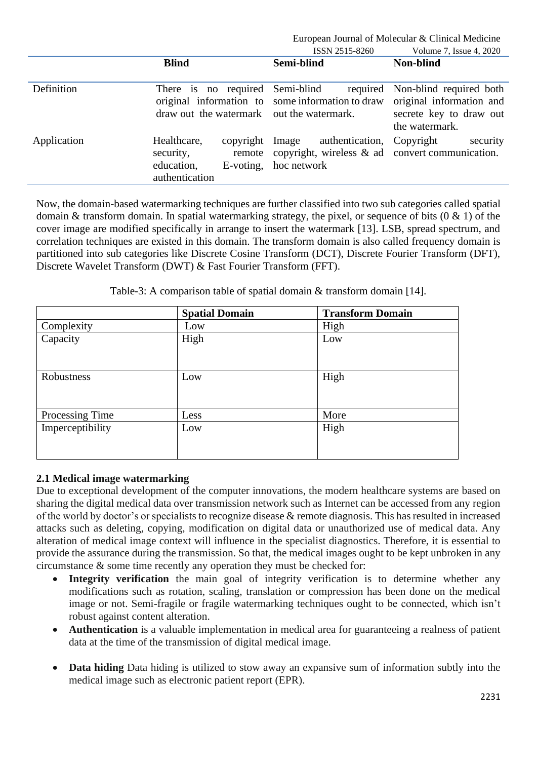| | Blind | Semi-blind | Non-blind |
|---|---|---|---|
| Definition | There is no required original information to draw out the watermark | Semi-blind required some information to draw out the watermark. | Non-blind required both original information and secrete key to draw out the watermark. |
| Application | Healthcare, copyright security, remote education, E-voting, authentication | Image authentication, copyright, wireless & ad hoc network | Copyright security convert communication. |

Now, the domain-based watermarking techniques are further classified into two sub categories called spatial domain & transform domain. In spatial watermarking strategy, the pixel, or sequence of bits (0 & 1) of the cover image are modified specifically in arrange to insert the watermark [13]. LSB, spread spectrum, and correlation techniques are existed in this domain. The transform domain is also called frequency domain is partitioned into sub categories like Discrete Cosine Transform (DCT), Discrete Fourier Transform (DFT), Discrete Wavelet Transform (DWT) & Fast Fourier Transform (FFT).

Table-3: A comparison table of spatial domain & transform domain [14].

| | Spatial Domain | Transform Domain |
|---|---|---|
| Complexity | Low | High |
| Capacity | High | Low |
| Robustness | Low | High |
| Processing Time | Less | More |
| Imperceptibility | Low | High |

### 2.1 Medical image watermarking

Due to exceptional development of the computer innovations, the modern healthcare systems are based on sharing the digital medical data over transmission network such as Internet can be accessed from any region of the world by doctor's or specialists to recognize disease & remote diagnosis. This has resulted in increased attacks such as deleting, copying, modification on digital data or unauthorized use of medical data. Any alteration of medical image context will influence in the specialist diagnostics. Therefore, it is essential to provide the assurance during the transmission. So that, the medical images ought to be kept unbroken in any circumstance & some time recently any operation they must be checked for:

- **Integrity verification** the main goal of integrity verification is to determine whether any modifications such as rotation, scaling, translation or compression has been done on the medical image or not. Semi-fragile or fragile watermarking techniques ought to be connected, which isn't robust against content alteration.
- **Authentication** is a valuable implementation in medical area for guaranteeing a realness of patient data at the time of the transmission of digital medical image.
- **Data hiding** Data hiding is utilized to stow away an expansive sum of information subtly into the medical image such as electronic patient report (EPR).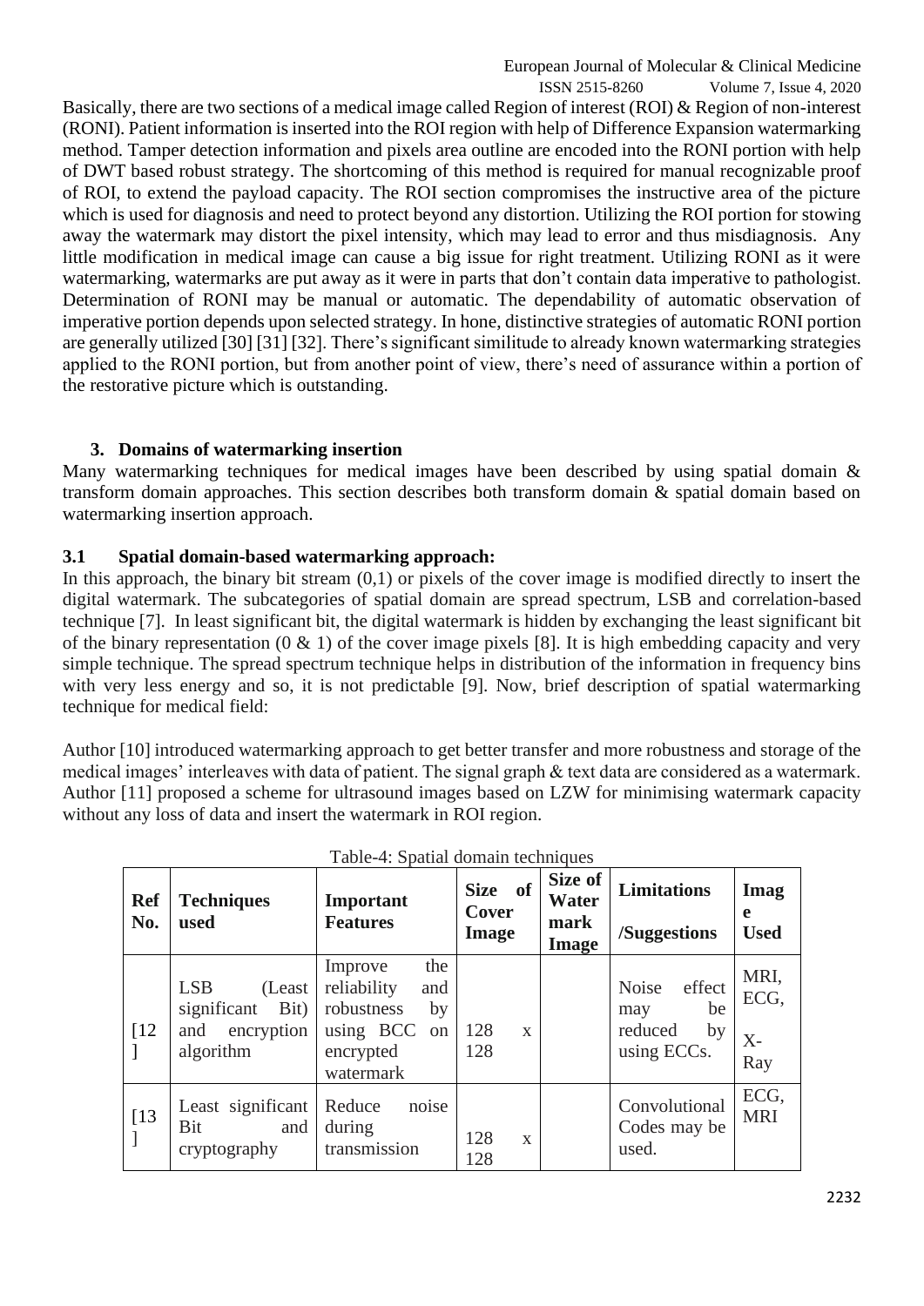Basically, there are two sections of a medical image called Region of interest (ROI) & Region of non-interest (RONI). Patient information is inserted into the ROI region with help of Difference Expansion watermarking method. Tamper detection information and pixels area outline are encoded into the RONI portion with help of DWT based robust strategy. The shortcoming of this method is required for manual recognizable proof of ROI, to extend the payload capacity. The ROI section compromises the instructive area of the picture which is used for diagnosis and need to protect beyond any distortion. Utilizing the ROI portion for stowing away the watermark may distort the pixel intensity, which may lead to error and thus misdiagnosis. Any little modification in medical image can cause a big issue for right treatment. Utilizing RONI as it were watermarking, watermarks are put away as it were in parts that don't contain data imperative to pathologist. Determination of RONI may be manual or automatic. The dependability of automatic observation of imperative portion depends upon selected strategy. In hone, distinctive strategies of automatic RONI portion are generally utilized [30] [31] [32]. There's significant similitude to already known watermarking strategies applied to the RONI portion, but from another point of view, there's need of assurance within a portion of the restorative picture which is outstanding.

## 3. Domains of watermarking insertion

Many watermarking techniques for medical images have been described by using spatial domain & transform domain approaches. This section describes both transform domain & spatial domain based on watermarking insertion approach.

### 3.1 Spatial domain-based watermarking approach:

In this approach, the binary bit stream (0,1) or pixels of the cover image is modified directly to insert the digital watermark. The subcategories of spatial domain are spread spectrum, LSB and correlation-based technique [7]. In least significant bit, the digital watermark is hidden by exchanging the least significant bit of the binary representation (0 & 1) of the cover image pixels [8]. It is high embedding capacity and very simple technique. The spread spectrum technique helps in distribution of the information in frequency bins with very less energy and so, it is not predictable [9]. Now, brief description of spatial watermarking technique for medical field:

Author [10] introduced watermarking approach to get better transfer and more robustness and storage of the medical images' interleaves with data of patient. The signal graph & text data are considered as a watermark. Author [11] proposed a scheme for ultrasound images based on LZW for minimising watermark capacity without any loss of data and insert the watermark in ROI region.

Table-4: Spatial domain techniques

| Ref No. | Techniques used | Important Features | Size of Cover Image | Size of Water mark Image | Limitations /Suggestions | Image Used |
|---|---|---|---|---|---|---|
| [12] | LSB (Least significant Bit) and encryption algorithm | Improve the reliability and robustness by using BCC on encrypted watermark | 128 x 128 | | Noise effect may be reduced by using ECCs. | MRI, ECG, X-Ray |
| [13] | Least significant Bit and cryptography | Reduce noise during transmission | 128 x 128 | | Convolutional Codes may be used. | ECG, MRI |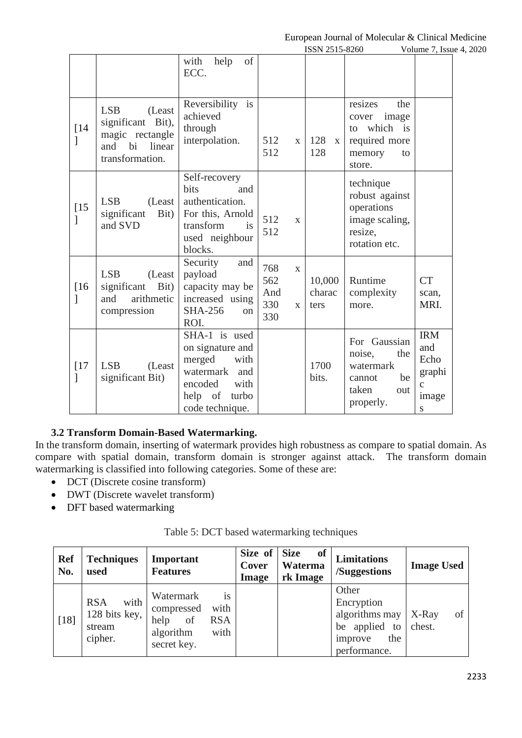| | | with help of ECC. | | | | |
|---|---|---|---|---|---|---|
| [14] | LSB (Least significant Bit), magic rectangle and bi linear transformation. | Reversibility is achieved through interpolation. | 512 x 512 | 128 x 128 | resizes the cover image to which is required more memory to store. | |
| [15] | LSB (Least significant Bit) and SVD | Self-recovery bits and authentication. For this, Arnold transform is used neighbour blocks. | 512 x 512 | | technique robust against operations image scaling, resize, rotation etc. | |
| [16] | LSB (Least significant Bit) and arithmetic compression | Security and payload capacity may be increased using SHA-256 on ROI. | 768 x 562 And 330 x 330 | 10,000 characters | Runtime complexity more. | CT scan, MRI. |
| [17] | LSB (Least significant Bit) | SHA-1 is used on signature and merged with watermark and encoded with help of turbo code technique. | | 1700 bits. | For Gaussian noise, the watermark cannot be taken out properly. | IRM and Echographic images |

### 3.2 Transform Domain-Based Watermarking.

In the transform domain, inserting of watermark provides high robustness as compare to spatial domain. As compare with spatial domain, transform domain is stronger against attack. The transform domain watermarking is classified into following categories. Some of these are:

- DCT (Discrete cosine transform)
- DWT (Discrete wavelet transform)
- DFT based watermarking

Table 5: DCT based watermarking techniques

| Ref No. | Techniques used | Important Features | Size of Cover Image | Size of Watermark Image | Limitations /Suggestions | Image Used |
|---|---|---|---|---|---|---|
| [18] | RSA with 128 bits key, stream cipher. | Watermark is compressed with help of RSA algorithm with secret key. | | | Other Encryption algorithms may be applied to improve the performance. | X-Ray of chest. |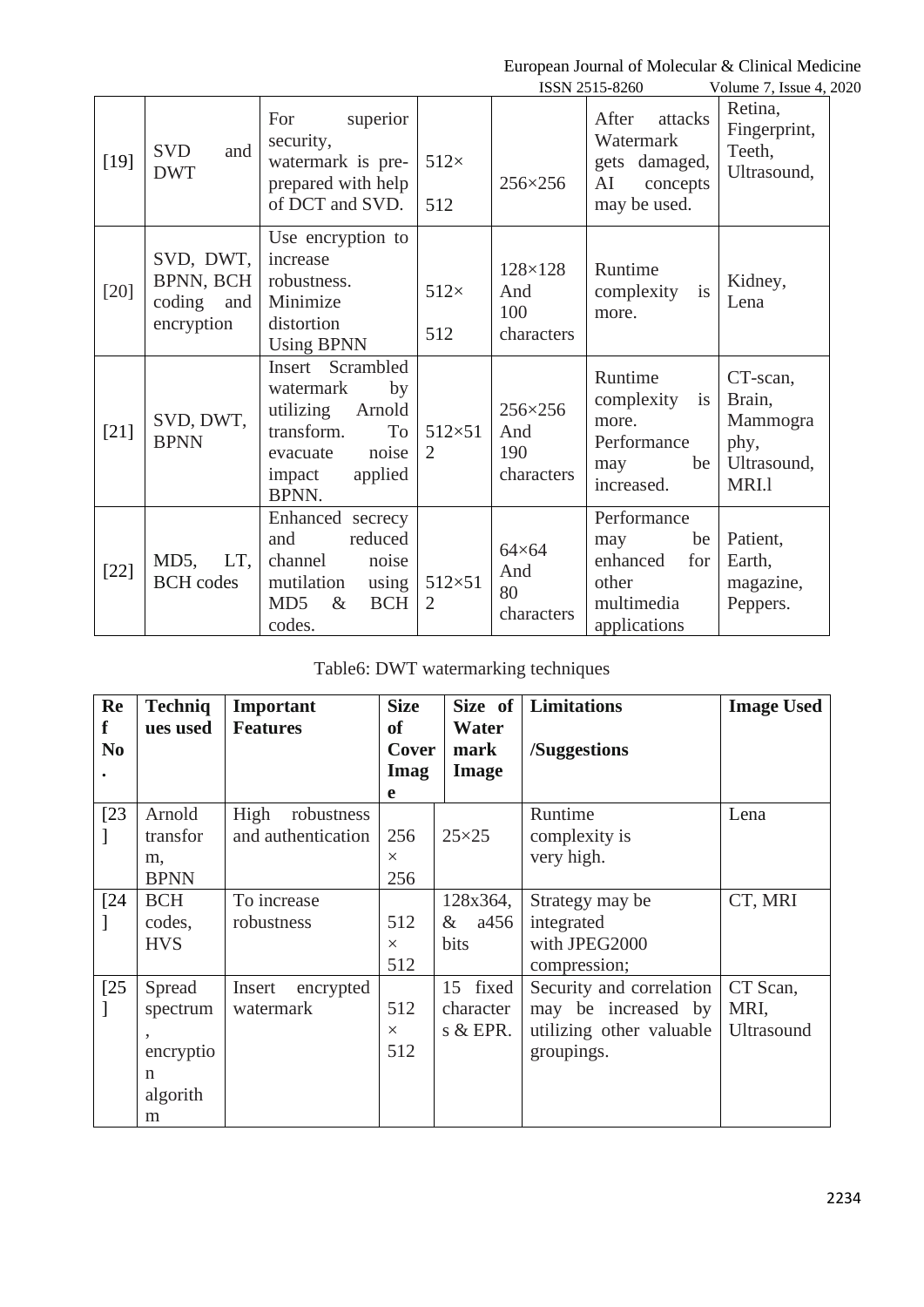| [19] | SVD and DWT | For superior security, watermark is pre-prepared with help of DCT and SVD. | 512× 512 | 256×256 | After attacks Watermark gets damaged, AI concepts may be used. | Retina, Fingerprint, Teeth, Ultrasound, |
|---|---|---|---|---|---|---|
| [20] | SVD, DWT, BPNN, BCH coding and encryption | Use encryption to increase robustness. Minimize distortion Using BPNN | 512× 512 | 128×128 And 100 characters | Runtime complexity is more. | Kidney, Lena |
| [21] | SVD, DWT, BPNN | Insert Scrambled watermark by utilizing Arnold transform. To evacuate noise impact applied BPNN. | 512×512 | 256×256 And 190 characters | Runtime complexity is more. Performance may be increased. | CT-scan, Brain, Mammography, Ultrasound, MRI.l |
| [22] | MD5, LT, BCH codes | Enhanced secrecy and reduced channel noise mutilation using MD5 & BCH codes. | 512×512 | 64×64 And 80 characters | Performance may be enhanced for other multimedia applications | Patient, Earth, magazine, Peppers. |

Table6: DWT watermarking techniques

| Ref No. | Techniques used | Important Features | Size of Cover Image | Size of Water mark Image | Limitations /Suggestions | Image Used |
|---|---|---|---|---|---|---|
| [23] | Arnold transform, BPNN | High robustness and authentication | 256 × 256 | 25×25 | Runtime complexity is very high. | Lena |
| [24] | BCH codes, HVS | To increase robustness | 512 × 512 | 128x364, & a456 bits | Strategy may be integrated with JPEG2000 compression; | CT, MRI |
| [25] | Spread spectrum, encryption algorithm | Insert encrypted watermark | 512 × 512 | 15 fixed characters & EPR. | Security and correlation may be increased by utilizing other valuable groupings. | CT Scan, MRI, Ultrasound |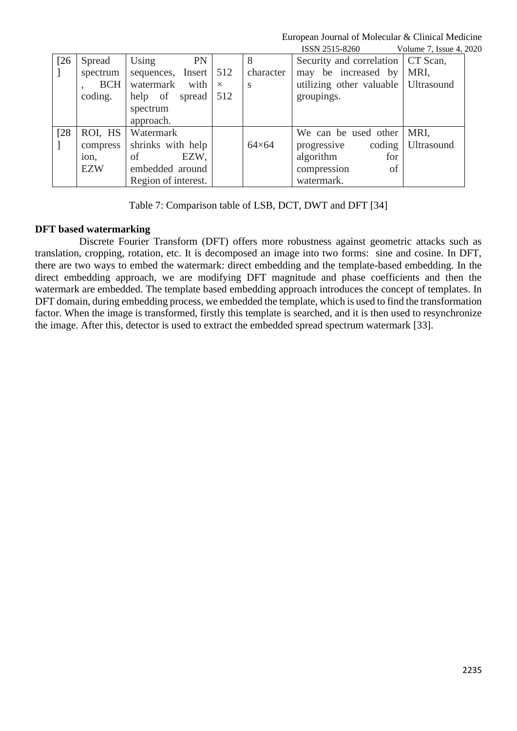| [26] | Spread spectrum, BCH coding. | Using PN sequences, Insert watermark with help of spread spectrum approach. | 512 × 512 | 8 characters | Security and correlation may be increased by utilizing other valuable groupings. | CT Scan, MRI, Ultrasound |
|---|---|---|---|---|---|---|
| [28] | ROI, HS compression, EZW | Watermark shrinks with help of EZW, embedded around Region of interest. | | 64×64 | We can be used other progressive coding algorithm for compression of watermark. | MRI, Ultrasound |

Table 7: Comparison table of LSB, DCT, DWT and DFT [34]

**DFT based watermarking**

Discrete Fourier Transform (DFT) offers more robustness against geometric attacks such as translation, cropping, rotation, etc. It is decomposed an image into two forms: sine and cosine. In DFT, there are two ways to embed the watermark: direct embedding and the template-based embedding. In the direct embedding approach, we are modifying DFT magnitude and phase coefficients and then the watermark are embedded. The template based embedding approach introduces the concept of templates. In DFT domain, during embedding process, we embedded the template, which is used to find the transformation factor. When the image is transformed, firstly this template is searched, and it is then used to resynchronize the image. After this, detector is used to extract the embedded spread spectrum watermark [33].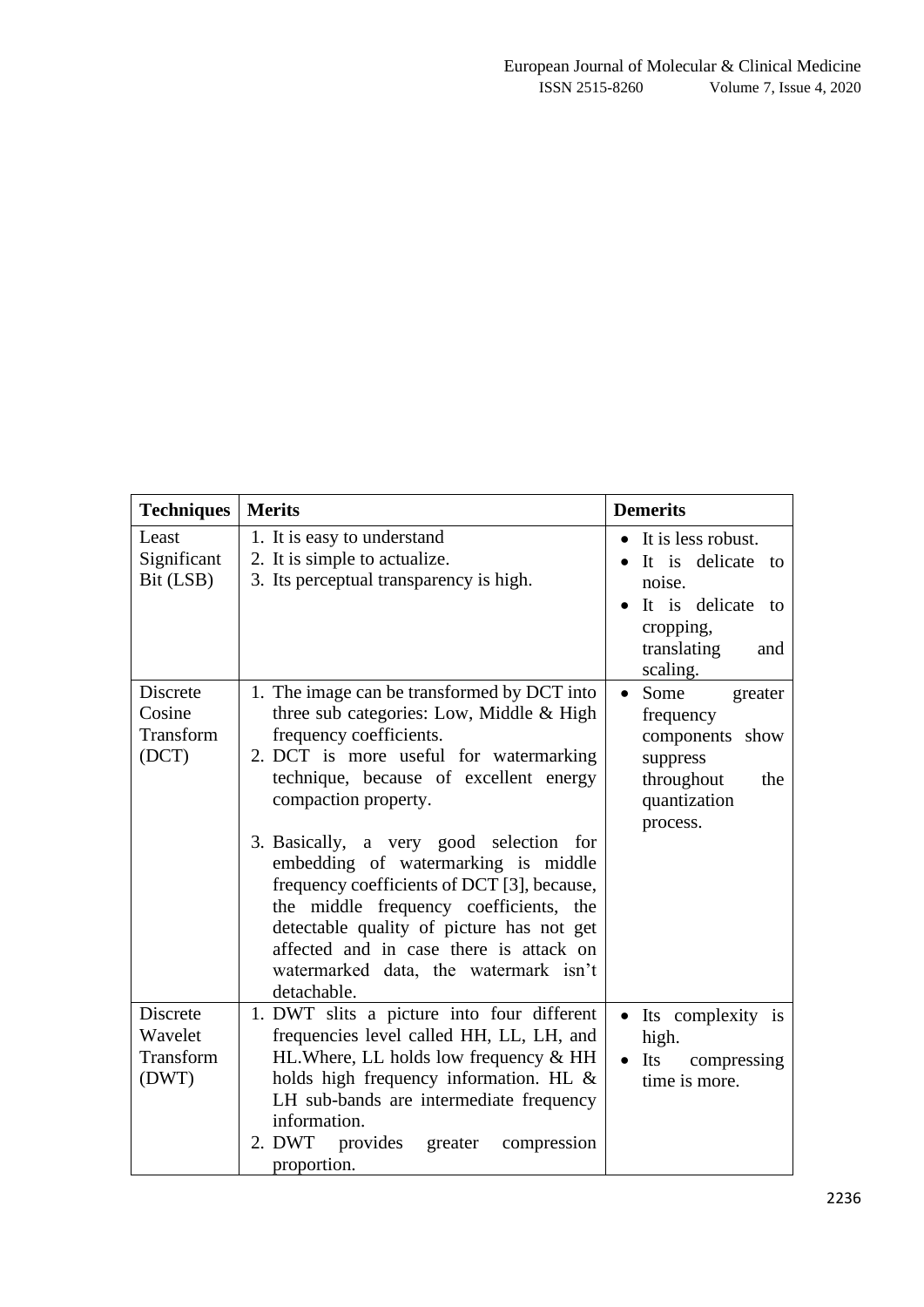| Techniques | Merits | Demerits |
|---|---|---|
| Least Significant Bit (LSB) | 1. It is easy to understand<br>2. It is simple to actualize.<br>3. Its perceptual transparency is high. | • It is less robust.<br>• It is delicate to noise.<br>• It is delicate to cropping, translating and scaling. |
| Discrete Cosine Transform (DCT) | 1. The image can be transformed by DCT into three sub categories: Low, Middle & High frequency coefficients.<br>2. DCT is more useful for watermarking technique, because of excellent energy compaction property.<br>3. Basically, a very good selection for embedding of watermarking is middle frequency coefficients of DCT [3], because, the middle frequency coefficients, the detectable quality of picture has not get affected and in case there is attack on watermarked data, the watermark isn't detachable. | • Some greater frequency components show suppress throughout the quantization process. |
| Discrete Wavelet Transform (DWT) | 1. DWT slits a picture into four different frequencies level called HH, LL, LH, and HL.Where, LL holds low frequency & HH holds high frequency information. HL & LH sub-bands are intermediate frequency information.<br>2. DWT provides greater compression proportion. | • Its complexity is high.<br>• Its compressing time is more. |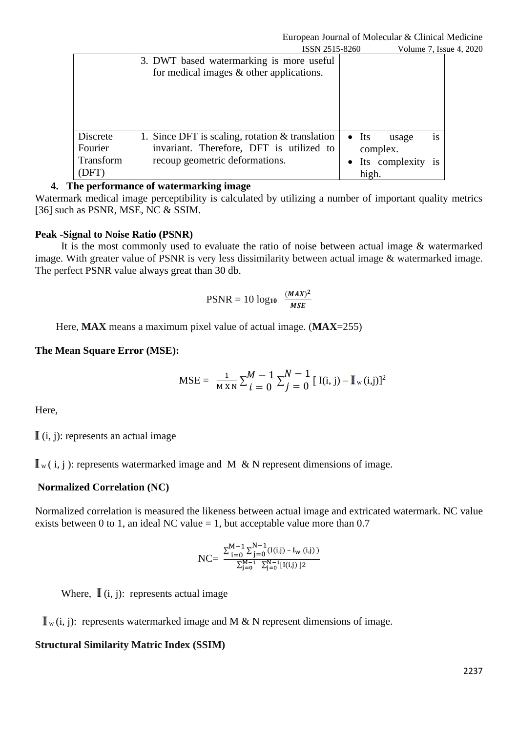| | 3. DWT based watermarking is more useful for medical images & other applications. | |
|---|---|---|
| Discrete Fourier Transform (DFT) | 1. Since DFT is scaling, rotation & translation invariant. Therefore, DFT is utilized to recoup geometric deformations. | • Its usage is complex.<br>• Its complexity is high. |

## 4. The performance of watermarking image

Watermark medical image perceptibility is calculated by utilizing a number of important quality metrics [36] such as PSNR, MSE, NC & SSIM.

**Peak -Signal to Noise Ratio (PSNR)**

It is the most commonly used to evaluate the ratio of noise between actual image & watermarked image. With greater value of PSNR is very less dissimilarity between actual image & watermarked image. The perfect PSNR value always great than 30 db.

$$\text{PSNR} = 10 \log_{10} \frac{(MAX)^2}{MSE}$$

Here, **MAX** means a maximum pixel value of actual image. (**MAX**=255)

**The Mean Square Error (MSE):**

$$\text{MSE} = \frac{1}{M \times N} \sum_{i=0}^{M-1} \sum_{j=0}^{N-1} [\, I(i, j) - I_w(i,j)]^2$$

Here,

$I(i, j)$: represents an actual image

$I_w(i, j)$: represents watermarked image and M & N represent dimensions of image.

**Normalized Correlation (NC)**

Normalized correlation is measured the likeness between actual image and extricated watermark. NC value exists between 0 to 1, an ideal NC value = 1, but acceptable value more than 0.7

$$\text{NC} = \frac{\sum_{i=0}^{M-1} \sum_{j=0}^{N-1} (I(i,j) - I_w(i,j))}{\sum_{j=0}^{M-1} \sum_{j=0}^{N-1} [I(i,j)]2}$$

Where, $I(i, j)$: represents actual image

$I_w(i, j)$: represents watermarked image and M & N represent dimensions of image.

**Structural Similarity Matric Index (SSIM)**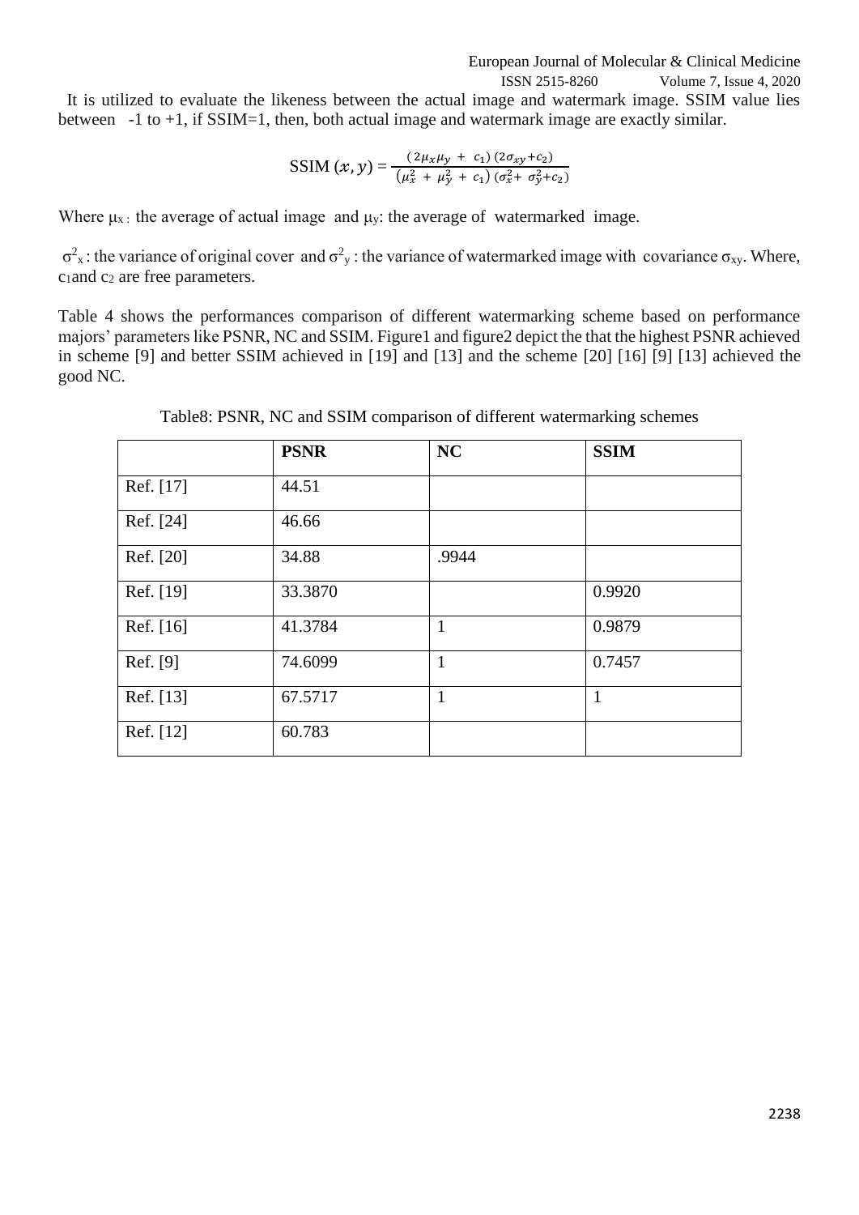It is utilized to evaluate the likeness between the actual image and watermark image. SSIM value lies between -1 to +1, if SSIM=1, then, both actual image and watermark image are exactly similar.

$$\text{SSIM}(x, y) = \frac{(2\mu_x\mu_y + c_1)(2\sigma_{xy}+c_2)}{(\mu_x^2 + \mu_y^2 + c_1)(\sigma_x^2 + \sigma_y^2+c_2)}$$

Where $\mu_x$: the average of actual image and $\mu_y$: the average of watermarked image.

$\sigma^2_x$: the variance of original cover and $\sigma^2_y$: the variance of watermarked image with covariance $\sigma_{xy}$. Where, $c_1$ and $c_2$ are free parameters.

Table 4 shows the performances comparison of different watermarking scheme based on performance majors' parameters like PSNR, NC and SSIM. Figure1 and figure2 depict the that the highest PSNR achieved in scheme [9] and better SSIM achieved in [19] and [13] and the scheme [20] [16] [9] [13] achieved the good NC.

Table8: PSNR, NC and SSIM comparison of different watermarking schemes

| | **PSNR** | **NC** | **SSIM** |
|---|---|---|---|
| Ref. [17] | 44.51 | | |
| Ref. [24] | 46.66 | | |
| Ref. [20] | 34.88 | .9944 | |
| Ref. [19] | 33.3870 | | 0.9920 |
| Ref. [16] | 41.3784 | 1 | 0.9879 |
| Ref. [9] | 74.6099 | 1 | 0.7457 |
| Ref. [13] | 67.5717 | 1 | 1 |
| Ref. [12] | 60.783 | | |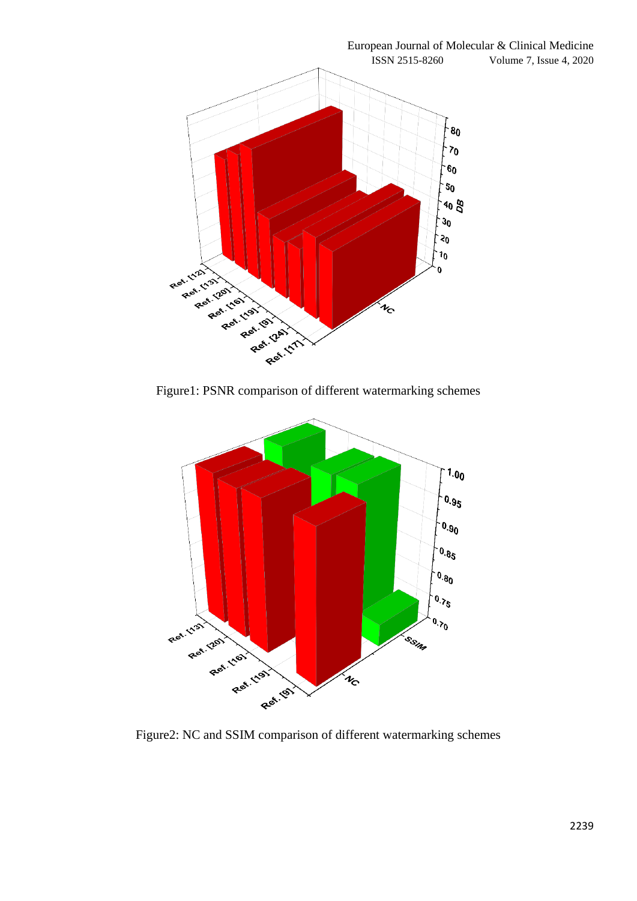Figure1: PSNR comparison of different watermarking schemes

Figure2: NC and SSIM comparison of different watermarking schemes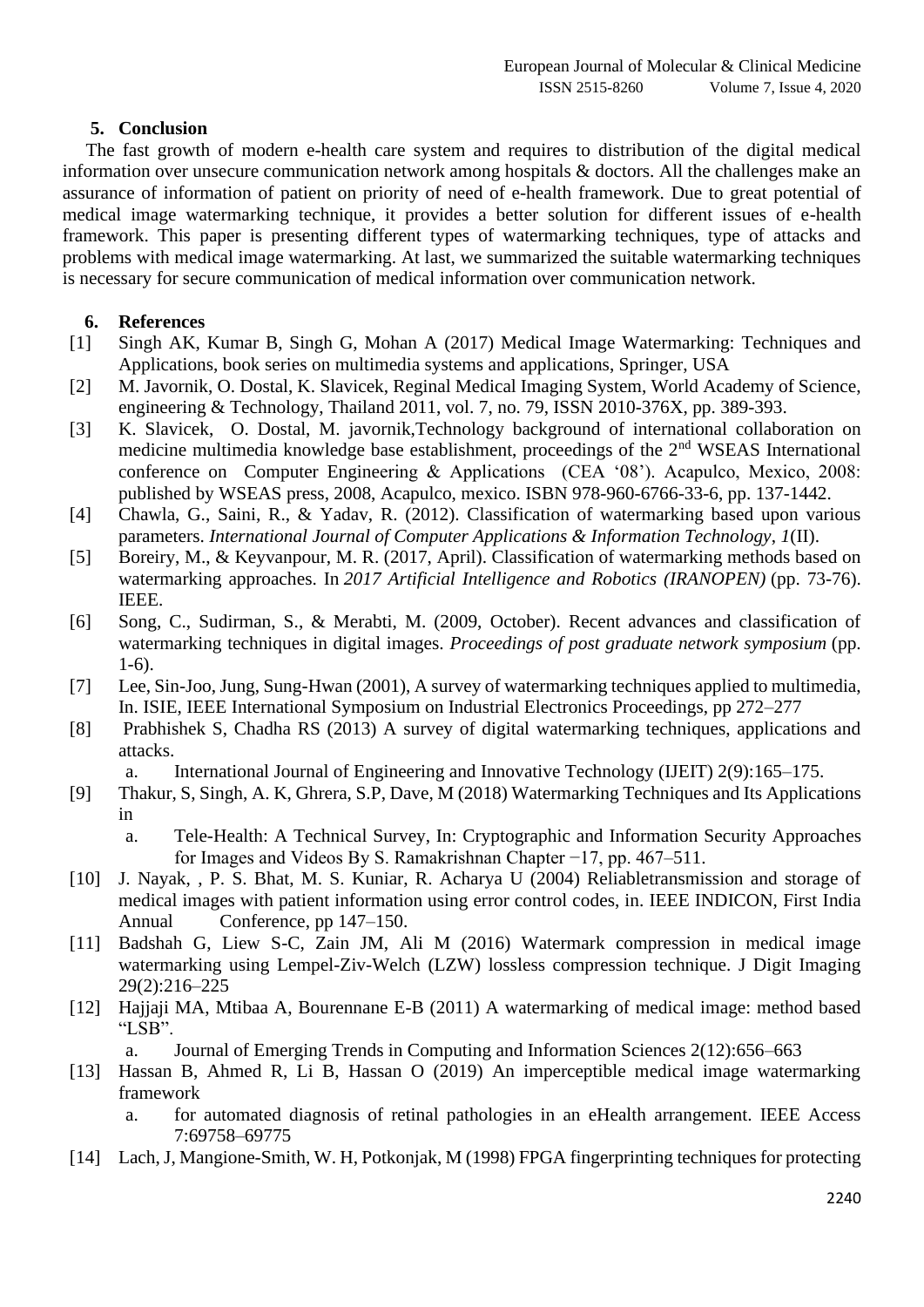## 5. Conclusion

The fast growth of modern e-health care system and requires to distribution of the digital medical information over unsecure communication network among hospitals & doctors. All the challenges make an assurance of information of patient on priority of need of e-health framework. Due to great potential of medical image watermarking technique, it provides a better solution for different issues of e-health framework. This paper is presenting different types of watermarking techniques, type of attacks and problems with medical image watermarking. At last, we summarized the suitable watermarking techniques is necessary for secure communication of medical information over communication network.

## 6. References

[1] Singh AK, Kumar B, Singh G, Mohan A (2017) Medical Image Watermarking: Techniques and Applications, book series on multimedia systems and applications, Springer, USA

[2] M. Javornik, O. Dostal, K. Slavicek, Reginal Medical Imaging System, World Academy of Science, engineering & Technology, Thailand 2011, vol. 7, no. 79, ISSN 2010-376X, pp. 389-393.

[3] K. Slavicek, O. Dostal, M. javornik,Technology background of international collaboration on medicine multimedia knowledge base establishment, proceedings of the 2nd WSEAS International conference on Computer Engineering & Applications (CEA '08'). Acapulco, Mexico, 2008: published by WSEAS press, 2008, Acapulco, mexico. ISBN 978-960-6766-33-6, pp. 137-1442.

[4] Chawla, G., Saini, R., & Yadav, R. (2012). Classification of watermarking based upon various parameters. *International Journal of Computer Applications & Information Technology*, *1*(II).

[5] Boreiry, M., & Keyvanpour, M. R. (2017, April). Classification of watermarking methods based on watermarking approaches. In *2017 Artificial Intelligence and Robotics (IRANOPEN)* (pp. 73-76). IEEE.

[6] Song, C., Sudirman, S., & Merabti, M. (2009, October). Recent advances and classification of watermarking techniques in digital images. *Proceedings of post graduate network symposium* (pp. 1-6).

[7] Lee, Sin-Joo, Jung, Sung-Hwan (2001), A survey of watermarking techniques applied to multimedia, In. ISIE, IEEE International Symposium on Industrial Electronics Proceedings, pp 272–277

[8] Prabhishek S, Chadha RS (2013) A survey of digital watermarking techniques, applications and attacks.
   a. International Journal of Engineering and Innovative Technology (IJEIT) 2(9):165–175.

[9] Thakur, S, Singh, A. K, Ghrera, S.P, Dave, M (2018) Watermarking Techniques and Its Applications in
   a. Tele-Health: A Technical Survey, In: Cryptographic and Information Security Approaches for Images and Videos By S. Ramakrishnan Chapter −17, pp. 467–511.

[10] J. Nayak, , P. S. Bhat, M. S. Kuniar, R. Acharya U (2004) Reliabletransmission and storage of medical images with patient information using error control codes, in. IEEE INDICON, First India Annual Conference, pp 147–150.

[11] Badshah G, Liew S-C, Zain JM, Ali M (2016) Watermark compression in medical image watermarking using Lempel-Ziv-Welch (LZW) lossless compression technique. J Digit Imaging 29(2):216–225

[12] Hajjaji MA, Mtibaa A, Bourennane E-B (2011) A watermarking of medical image: method based "LSB".
   a. Journal of Emerging Trends in Computing and Information Sciences 2(12):656–663

[13] Hassan B, Ahmed R, Li B, Hassan O (2019) An imperceptible medical image watermarking framework
   a. for automated diagnosis of retinal pathologies in an eHealth arrangement. IEEE Access 7:69758–69775

[14] Lach, J, Mangione-Smith, W. H, Potkonjak, M (1998) FPGA fingerprinting techniques for protecting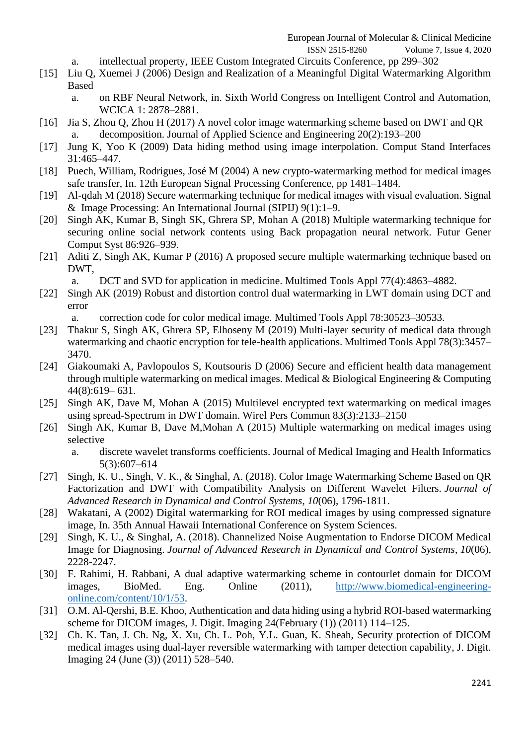a. intellectual property, IEEE Custom Integrated Circuits Conference, pp 299–302

[15] Liu Q, Xuemei J (2006) Design and Realization of a Meaningful Digital Watermarking Algorithm Based

a. on RBF Neural Network, in. Sixth World Congress on Intelligent Control and Automation, WCICA 1: 2878–2881.

[16] Jia S, Zhou Q, Zhou H (2017) A novel color image watermarking scheme based on DWT and QR

a. decomposition. Journal of Applied Science and Engineering 20(2):193–200

[17] Jung K, Yoo K (2009) Data hiding method using image interpolation. Comput Stand Interfaces 31:465–447.

[18] Puech, William, Rodrigues, José M (2004) A new crypto-watermarking method for medical images safe transfer, In. 12th European Signal Processing Conference, pp 1481–1484.

[19] Al-qdah M (2018) Secure watermarking technique for medical images with visual evaluation. Signal & Image Processing: An International Journal (SIPIJ) 9(1):1–9.

[20] Singh AK, Kumar B, Singh SK, Ghrera SP, Mohan A (2018) Multiple watermarking technique for securing online social network contents using Back propagation neural network. Futur Gener Comput Syst 86:926–939.

[21] Aditi Z, Singh AK, Kumar P (2016) A proposed secure multiple watermarking technique based on DWT,

a. DCT and SVD for application in medicine. Multimed Tools Appl 77(4):4863–4882.

[22] Singh AK (2019) Robust and distortion control dual watermarking in LWT domain using DCT and error

a. correction code for color medical image. Multimed Tools Appl 78:30523–30533.

[23] Thakur S, Singh AK, Ghrera SP, Elhoseny M (2019) Multi-layer security of medical data through watermarking and chaotic encryption for tele-health applications. Multimed Tools Appl 78(3):3457–3470.

[24] Giakoumaki A, Pavlopoulos S, Koutsouris D (2006) Secure and efficient health data management through multiple watermarking on medical images. Medical & Biological Engineering & Computing 44(8):619– 631.

[25] Singh AK, Dave M, Mohan A (2015) Multilevel encrypted text watermarking on medical images using spread-Spectrum in DWT domain. Wirel Pers Commun 83(3):2133–2150

[26] Singh AK, Kumar B, Dave M,Mohan A (2015) Multiple watermarking on medical images using selective

a. discrete wavelet transforms coefficients. Journal of Medical Imaging and Health Informatics 5(3):607–614

[27] Singh, K. U., Singh, V. K., & Singhal, A. (2018). Color Image Watermarking Scheme Based on QR Factorization and DWT with Compatibility Analysis on Different Wavelet Filters. *Journal of Advanced Research in Dynamical and Control Systems*, *10*(06), 1796-1811.

[28] Wakatani, A (2002) Digital watermarking for ROI medical images by using compressed signature image, In. 35th Annual Hawaii International Conference on System Sciences.

[29] Singh, K. U., & Singhal, A. (2018). Channelized Noise Augmentation to Endorse DICOM Medical Image for Diagnosing. *Journal of Advanced Research in Dynamical and Control Systems*, *10*(06), 2228-2247.

[30] F. Rahimi, H. Rabbani, A dual adaptive watermarking scheme in contourlet domain for DICOM images, BioMed. Eng. Online (2011), http://www.biomedical-engineering-online.com/content/10/1/53.

[31] O.M. Al-Qershi, B.E. Khoo, Authentication and data hiding using a hybrid ROI-based watermarking scheme for DICOM images, J. Digit. Imaging 24(February (1)) (2011) 114–125.

[32] Ch. K. Tan, J. Ch. Ng, X. Xu, Ch. L. Poh, Y.L. Guan, K. Sheah, Security protection of DICOM medical images using dual-layer reversible watermarking with tamper detection capability, J. Digit. Imaging 24 (June (3)) (2011) 528–540.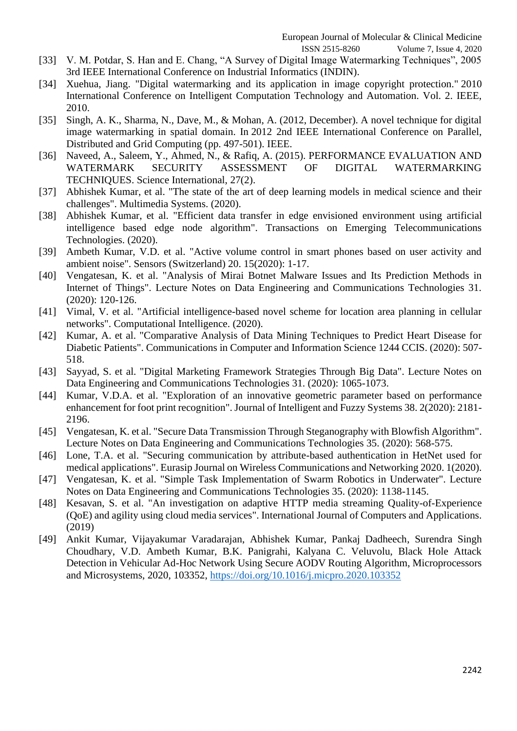[33] V. M. Potdar, S. Han and E. Chang, "A Survey of Digital Image Watermarking Techniques", 2005 3rd IEEE International Conference on Industrial Informatics (INDIN).

[34] Xuehua, Jiang. "Digital watermarking and its application in image copyright protection." 2010 International Conference on Intelligent Computation Technology and Automation. Vol. 2. IEEE, 2010.

[35] Singh, A. K., Sharma, N., Dave, M., & Mohan, A. (2012, December). A novel technique for digital image watermarking in spatial domain. In 2012 2nd IEEE International Conference on Parallel, Distributed and Grid Computing (pp. 497-501). IEEE.

[36] Naveed, A., Saleem, Y., Ahmed, N., & Rafiq, A. (2015). PERFORMANCE EVALUATION AND WATERMARK SECURITY ASSESSMENT OF DIGITAL WATERMARKING TECHNIQUES. Science International, 27(2).

[37] Abhishek Kumar, et al. "The state of the art of deep learning models in medical science and their challenges". Multimedia Systems. (2020).

[38] Abhishek Kumar, et al. "Efficient data transfer in edge envisioned environment using artificial intelligence based edge node algorithm". Transactions on Emerging Telecommunications Technologies. (2020).

[39] Ambeth Kumar, V.D. et al. "Active volume control in smart phones based on user activity and ambient noise". Sensors (Switzerland) 20. 15(2020): 1-17.

[40] Vengatesan, K. et al. "Analysis of Mirai Botnet Malware Issues and Its Prediction Methods in Internet of Things". Lecture Notes on Data Engineering and Communications Technologies 31. (2020): 120-126.

[41] Vimal, V. et al. "Artificial intelligence-based novel scheme for location area planning in cellular networks". Computational Intelligence. (2020).

[42] Kumar, A. et al. "Comparative Analysis of Data Mining Techniques to Predict Heart Disease for Diabetic Patients". Communications in Computer and Information Science 1244 CCIS. (2020): 507-518.

[43] Sayyad, S. et al. "Digital Marketing Framework Strategies Through Big Data". Lecture Notes on Data Engineering and Communications Technologies 31. (2020): 1065-1073.

[44] Kumar, V.D.A. et al. "Exploration of an innovative geometric parameter based on performance enhancement for foot print recognition". Journal of Intelligent and Fuzzy Systems 38. 2(2020): 2181-2196.

[45] Vengatesan, K. et al. "Secure Data Transmission Through Steganography with Blowfish Algorithm". Lecture Notes on Data Engineering and Communications Technologies 35. (2020): 568-575.

[46] Lone, T.A. et al. "Securing communication by attribute-based authentication in HetNet used for medical applications". Eurasip Journal on Wireless Communications and Networking 2020. 1(2020).

[47] Vengatesan, K. et al. "Simple Task Implementation of Swarm Robotics in Underwater". Lecture Notes on Data Engineering and Communications Technologies 35. (2020): 1138-1145.

[48] Kesavan, S. et al. "An investigation on adaptive HTTP media streaming Quality-of-Experience (QoE) and agility using cloud media services". International Journal of Computers and Applications. (2019)

[49] Ankit Kumar, Vijayakumar Varadarajan, Abhishek Kumar, Pankaj Dadheech, Surendra Singh Choudhary, V.D. Ambeth Kumar, B.K. Panigrahi, Kalyana C. Veluvolu, Black Hole Attack Detection in Vehicular Ad-Hoc Network Using Secure AODV Routing Algorithm, Microprocessors and Microsystems, 2020, 103352, https://doi.org/10.1016/j.micpro.2020.103352